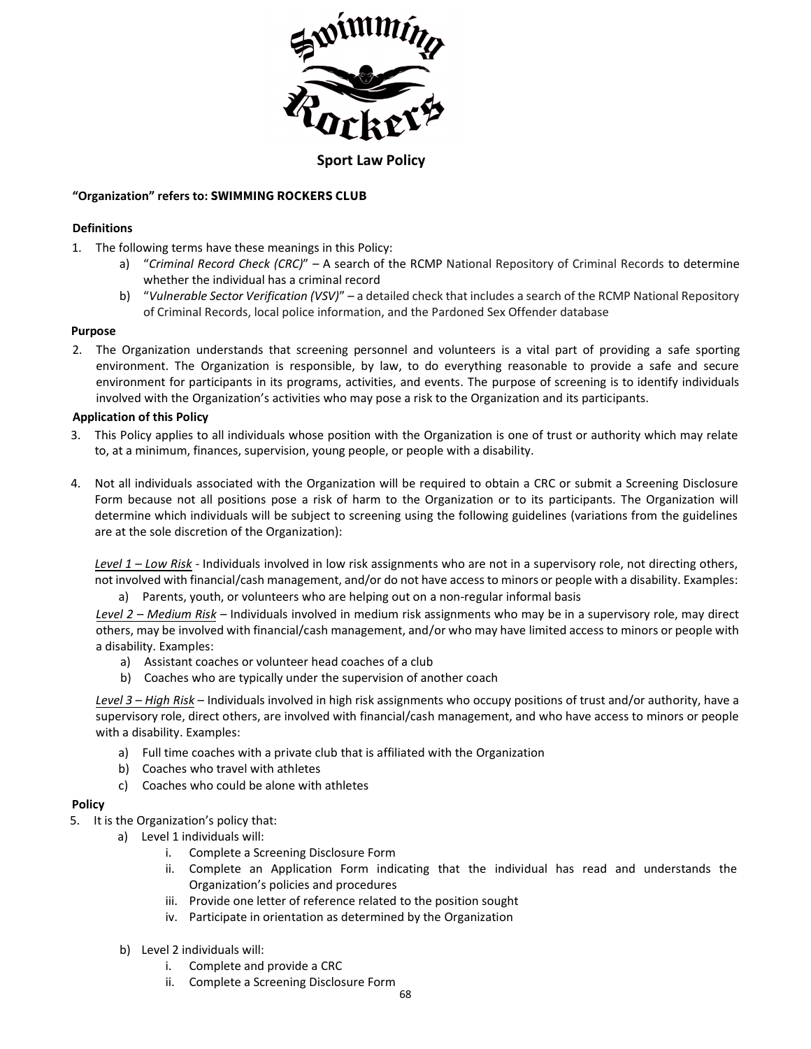# Sport Law Policy

**"Organization" refers to: SWIMMING ROCKERS CLUB**

**Definitions**

1. The following terms have these meanings in this Policy:
   a) "*Criminal Record Check (CRC)*" – A search of the RCMP National Repository of Criminal Records to determine whether the individual has a criminal record
   b) "*Vulnerable Sector Verification (VSV)*" – a detailed check that includes a search of the RCMP National Repository of Criminal Records, local police information, and the Pardoned Sex Offender database

**Purpose**

2. The Organization understands that screening personnel and volunteers is a vital part of providing a safe sporting environment. The Organization is responsible, by law, to do everything reasonable to provide a safe and secure environment for participants in its programs, activities, and events. The purpose of screening is to identify individuals involved with the Organization's activities who may pose a risk to the Organization and its participants.

**Application of this Policy**

3. This Policy applies to all individuals whose position with the Organization is one of trust or authority which may relate to, at a minimum, finances, supervision, young people, or people with a disability.

4. Not all individuals associated with the Organization will be required to obtain a CRC or submit a Screening Disclosure Form because not all positions pose a risk of harm to the Organization or to its participants. The Organization will determine which individuals will be subject to screening using the following guidelines (variations from the guidelines are at the sole discretion of the Organization):

   *Level 1 – Low Risk* - Individuals involved in low risk assignments who are not in a supervisory role, not directing others, not involved with financial/cash management, and/or do not have access to minors or people with a disability. Examples:
   a) Parents, youth, or volunteers who are helping out on a non-regular informal basis

   *Level 2 – Medium Risk* – Individuals involved in medium risk assignments who may be in a supervisory role, may direct others, may be involved with financial/cash management, and/or who may have limited access to minors or people with a disability. Examples:
   a) Assistant coaches or volunteer head coaches of a club
   b) Coaches who are typically under the supervision of another coach

   *Level 3 – High Risk* – Individuals involved in high risk assignments who occupy positions of trust and/or authority, have a supervisory role, direct others, are involved with financial/cash management, and who have access to minors or people with a disability. Examples:
   a) Full time coaches with a private club that is affiliated with the Organization
   b) Coaches who travel with athletes
   c) Coaches who could be alone with athletes

**Policy**

5. It is the Organization's policy that:
   a) Level 1 individuals will:
      i. Complete a Screening Disclosure Form
      ii. Complete an Application Form indicating that the individual has read and understands the Organization's policies and procedures
      iii. Provide one letter of reference related to the position sought
      iv. Participate in orientation as determined by the Organization

   b) Level 2 individuals will:
      i. Complete and provide a CRC
      ii. Complete a Screening Disclosure Form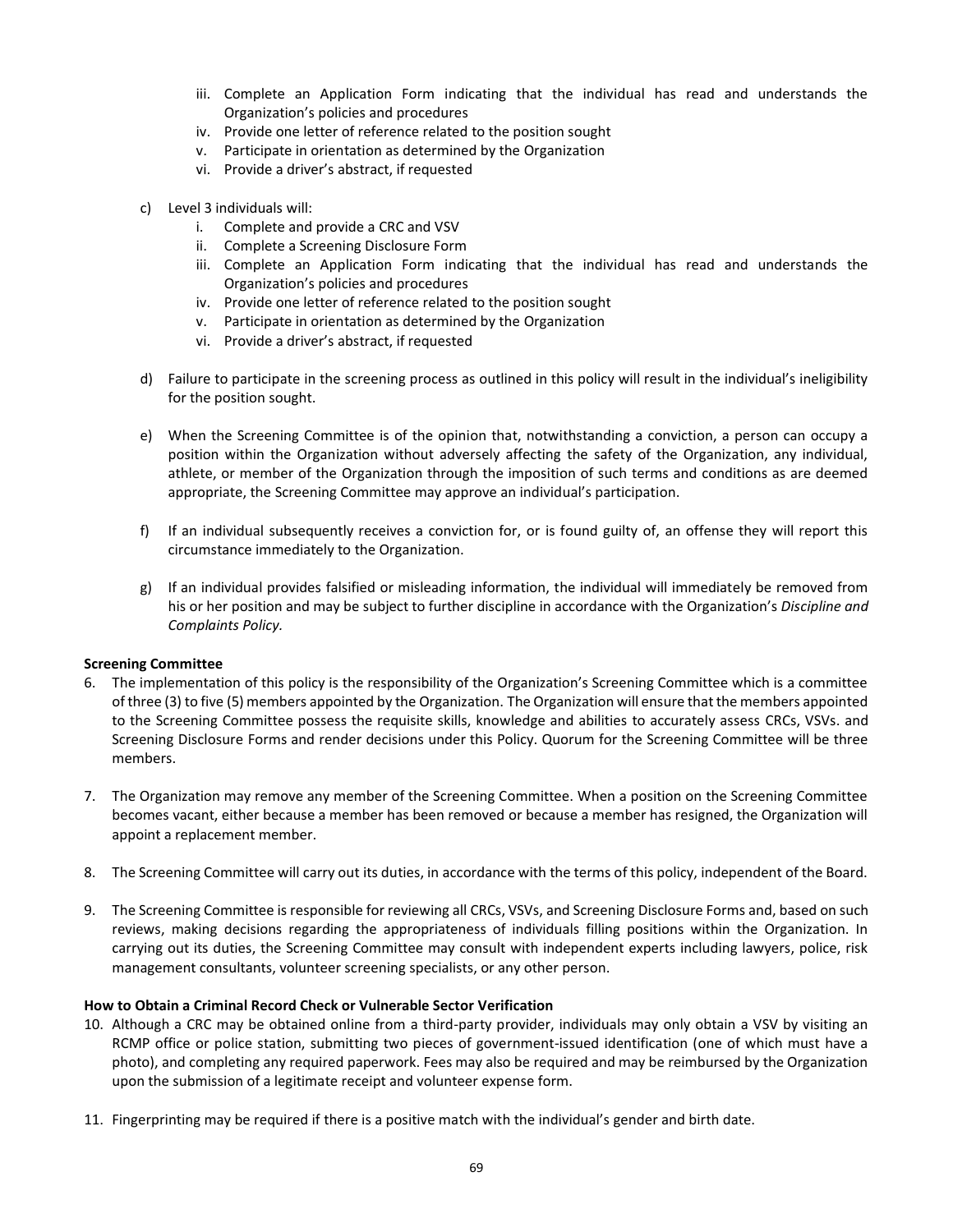iii. Complete an Application Form indicating that the individual has read and understands the Organization's policies and procedures
   iv. Provide one letter of reference related to the position sought
   v. Participate in orientation as determined by the Organization
   vi. Provide a driver's abstract, if requested

c) Level 3 individuals will:
   i. Complete and provide a CRC and VSV
   ii. Complete a Screening Disclosure Form
   iii. Complete an Application Form indicating that the individual has read and understands the Organization's policies and procedures
   iv. Provide one letter of reference related to the position sought
   v. Participate in orientation as determined by the Organization
   vi. Provide a driver's abstract, if requested

d) Failure to participate in the screening process as outlined in this policy will result in the individual's ineligibility for the position sought.

e) When the Screening Committee is of the opinion that, notwithstanding a conviction, a person can occupy a position within the Organization without adversely affecting the safety of the Organization, any individual, athlete, or member of the Organization through the imposition of such terms and conditions as are deemed appropriate, the Screening Committee may approve an individual's participation.

f) If an individual subsequently receives a conviction for, or is found guilty of, an offense they will report this circumstance immediately to the Organization.

g) If an individual provides falsified or misleading information, the individual will immediately be removed from his or her position and may be subject to further discipline in accordance with the Organization's *Discipline and Complaints Policy*.

**Screening Committee**

6. The implementation of this policy is the responsibility of the Organization's Screening Committee which is a committee of three (3) to five (5) members appointed by the Organization. The Organization will ensure that the members appointed to the Screening Committee possess the requisite skills, knowledge and abilities to accurately assess CRCs, VSVs. and Screening Disclosure Forms and render decisions under this Policy. Quorum for the Screening Committee will be three members.

7. The Organization may remove any member of the Screening Committee. When a position on the Screening Committee becomes vacant, either because a member has been removed or because a member has resigned, the Organization will appoint a replacement member.

8. The Screening Committee will carry out its duties, in accordance with the terms of this policy, independent of the Board.

9. The Screening Committee is responsible for reviewing all CRCs, VSVs, and Screening Disclosure Forms and, based on such reviews, making decisions regarding the appropriateness of individuals filling positions within the Organization. In carrying out its duties, the Screening Committee may consult with independent experts including lawyers, police, risk management consultants, volunteer screening specialists, or any other person.

**How to Obtain a Criminal Record Check or Vulnerable Sector Verification**

10. Although a CRC may be obtained online from a third-party provider, individuals may only obtain a VSV by visiting an RCMP office or police station, submitting two pieces of government-issued identification (one of which must have a photo), and completing any required paperwork. Fees may also be required and may be reimbursed by the Organization upon the submission of a legitimate receipt and volunteer expense form.

11. Fingerprinting may be required if there is a positive match with the individual's gender and birth date.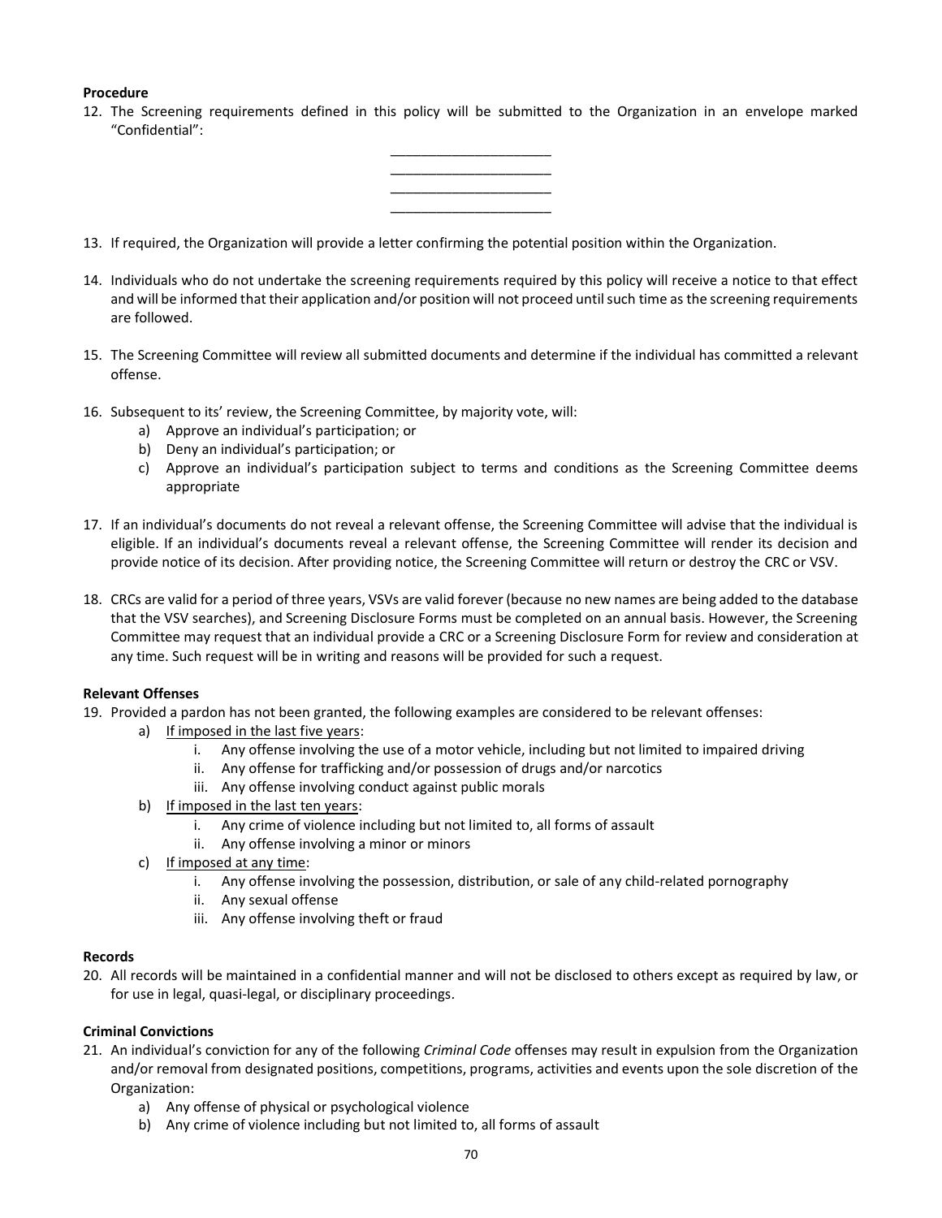**Procedure**

12. The Screening requirements defined in this policy will be submitted to the Organization in an envelope marked "Confidential":

    _____________________
    _____________________
    _____________________
    _____________________

13. If required, the Organization will provide a letter confirming the potential position within the Organization.

14. Individuals who do not undertake the screening requirements required by this policy will receive a notice to that effect and will be informed that their application and/or position will not proceed until such time as the screening requirements are followed.

15. The Screening Committee will review all submitted documents and determine if the individual has committed a relevant offense.

16. Subsequent to its' review, the Screening Committee, by majority vote, will:
    a) Approve an individual's participation; or
    b) Deny an individual's participation; or
    c) Approve an individual's participation subject to terms and conditions as the Screening Committee deems appropriate

17. If an individual's documents do not reveal a relevant offense, the Screening Committee will advise that the individual is eligible. If an individual's documents reveal a relevant offense, the Screening Committee will render its decision and provide notice of its decision. After providing notice, the Screening Committee will return or destroy the CRC or VSV.

18. CRCs are valid for a period of three years, VSVs are valid forever (because no new names are being added to the database that the VSV searches), and Screening Disclosure Forms must be completed on an annual basis. However, the Screening Committee may request that an individual provide a CRC or a Screening Disclosure Form for review and consideration at any time. Such request will be in writing and reasons will be provided for such a request.

**Relevant Offenses**

19. Provided a pardon has not been granted, the following examples are considered to be relevant offenses:
    a) <u>If imposed in the last five years</u>:
        i. Any offense involving the use of a motor vehicle, including but not limited to impaired driving
        ii. Any offense for trafficking and/or possession of drugs and/or narcotics
        iii. Any offense involving conduct against public morals
    b) <u>If imposed in the last ten years</u>:
        i. Any crime of violence including but not limited to, all forms of assault
        ii. Any offense involving a minor or minors
    c) <u>If imposed at any time</u>:
        i. Any offense involving the possession, distribution, or sale of any child-related pornography
        ii. Any sexual offense
        iii. Any offense involving theft or fraud

**Records**

20. All records will be maintained in a confidential manner and will not be disclosed to others except as required by law, or for use in legal, quasi-legal, or disciplinary proceedings.

**Criminal Convictions**

21. An individual's conviction for any of the following *Criminal Code* offenses may result in expulsion from the Organization and/or removal from designated positions, competitions, programs, activities and events upon the sole discretion of the Organization:
    a) Any offense of physical or psychological violence
    b) Any crime of violence including but not limited to, all forms of assault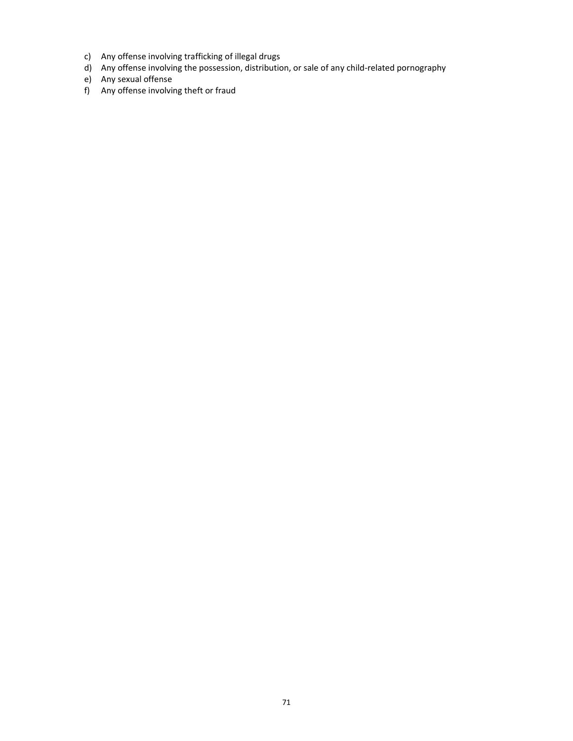c) Any offense involving trafficking of illegal drugs
d) Any offense involving the possession, distribution, or sale of any child-related pornography
e) Any sexual offense
f) Any offense involving theft or fraud